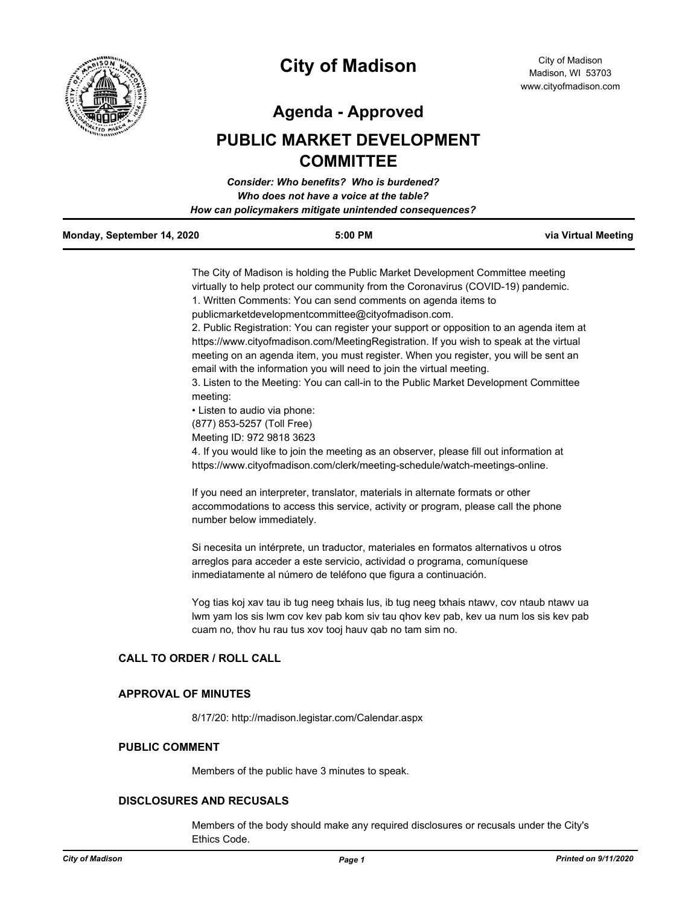# City of Madison

City of Madison
Madison, WI 53703
www.cityofmadison.com

## Agenda - Approved

# PUBLIC MARKET DEVELOPMENT COMMITTEE

***Consider: Who benefits? Who is burdened?***
***Who does not have a voice at the table?***
***How can policymakers mitigate unintended consequences?***

**Monday, September 14, 2020** **5:00 PM** **via Virtual Meeting**

The City of Madison is holding the Public Market Development Committee meeting virtually to help protect our community from the Coronavirus (COVID-19) pandemic.
1. Written Comments: You can send comments on agenda items to publicmarketdevelopmentcommittee@cityofmadison.com.
2. Public Registration: You can register your support or opposition to an agenda item at https://www.cityofmadison.com/MeetingRegistration. If you wish to speak at the virtual meeting on an agenda item, you must register. When you register, you will be sent an email with the information you will need to join the virtual meeting.
3. Listen to the Meeting: You can call-in to the Public Market Development Committee meeting:
• Listen to audio via phone:
(877) 853-5257 (Toll Free)
Meeting ID: 972 9818 3623
4. If you would like to join the meeting as an observer, please fill out information at https://www.cityofmadison.com/clerk/meeting-schedule/watch-meetings-online.

If you need an interpreter, translator, materials in alternate formats or other accommodations to access this service, activity or program, please call the phone number below immediately.

Si necesita un intérprete, un traductor, materiales en formatos alternativos u otros arreglos para acceder a este servicio, actividad o programa, comuníquese inmediatamente al número de teléfono que figura a continuación.

Yog tias koj xav tau ib tug neeg txhais lus, ib tug neeg txhais ntawv, cov ntaub ntawv ua lwm yam los sis lwm cov kev pab kom siv tau qhov kev pab, kev ua num los sis kev pab cuam no, thov hu rau tus xov tooj hauv qab no tam sim no.

### CALL TO ORDER / ROLL CALL

### APPROVAL OF MINUTES

8/17/20: http://madison.legistar.com/Calendar.aspx

### PUBLIC COMMENT

Members of the public have 3 minutes to speak.

### DISCLOSURES AND RECUSALS

Members of the body should make any required disclosures or recusals under the City's Ethics Code.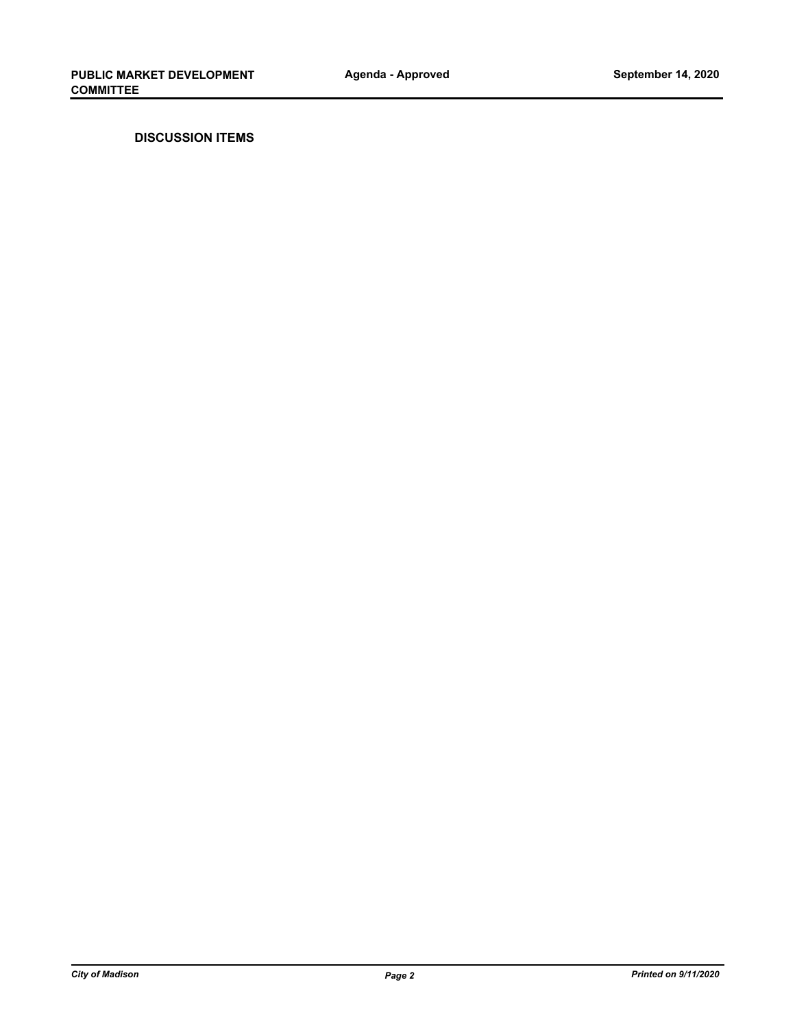## DISCUSSION ITEMS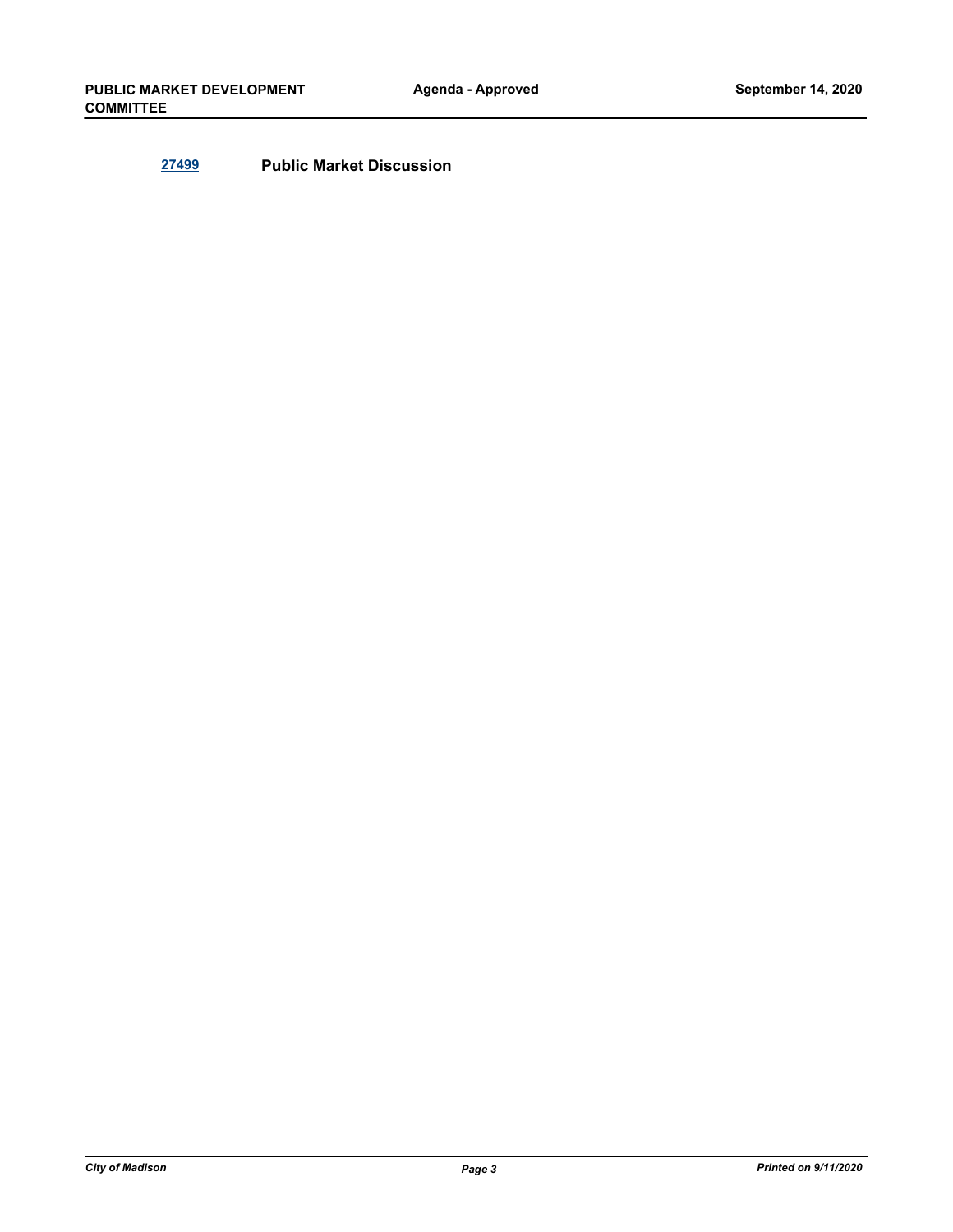[27499](27499) **Public Market Discussion**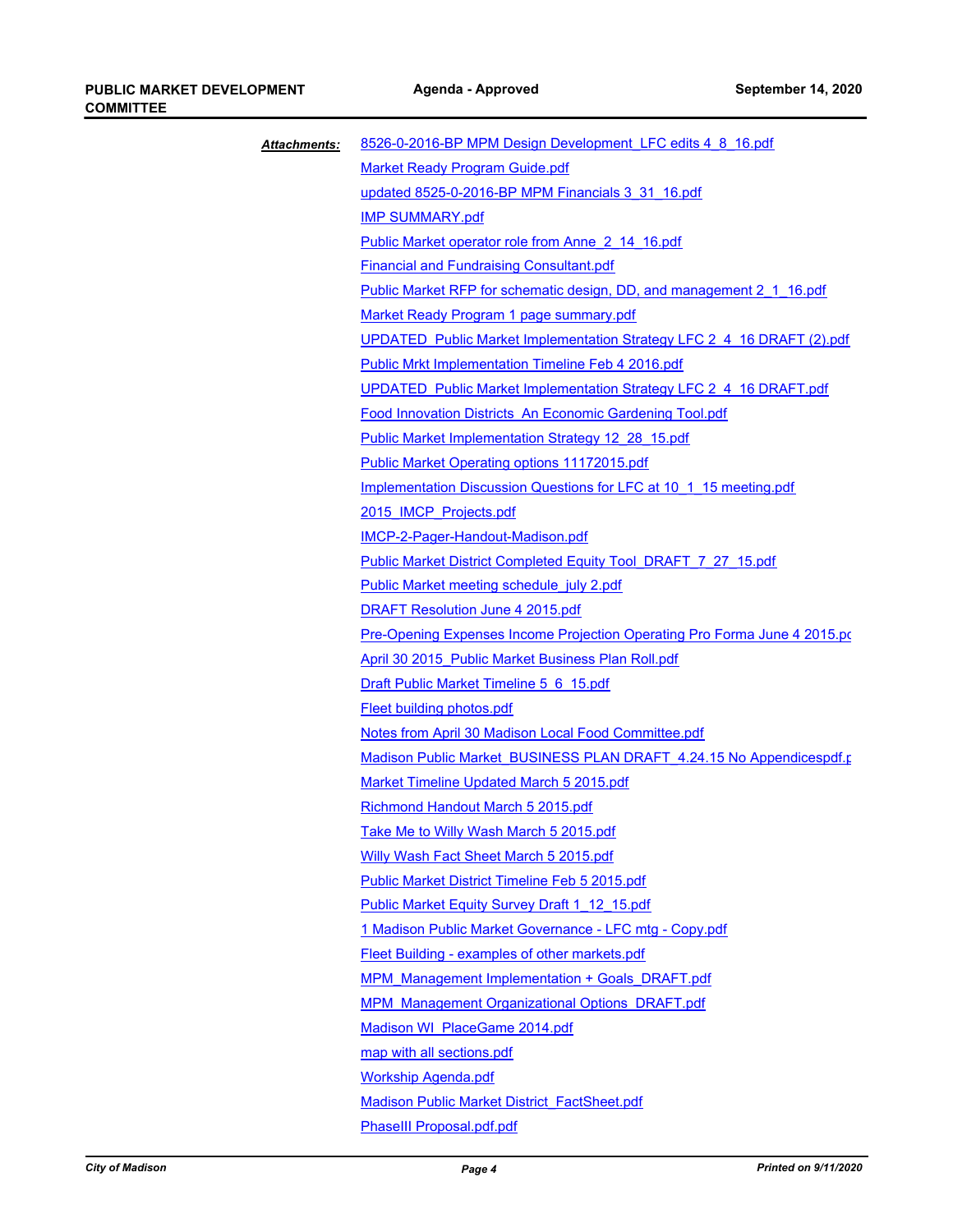***Attachments:***

8526-0-2016-BP MPM Design Development_LFC edits 4_8_16.pdf
Market Ready Program Guide.pdf
updated 8525-0-2016-BP MPM Financials 3_31_16.pdf
IMP SUMMARY.pdf
Public Market operator role from Anne_2_14_16.pdf
Financial and Fundraising Consultant.pdf
Public Market RFP for schematic design, DD, and management 2_1_16.pdf
Market Ready Program 1 page summary.pdf
UPDATED_Public Market Implementation Strategy LFC 2_4_16 DRAFT (2).pdf
Public Mrkt Implementation Timeline Feb 4 2016.pdf
UPDATED_Public Market Implementation Strategy LFC 2_4_16 DRAFT.pdf
Food Innovation Districts_An Economic Gardening Tool.pdf
Public Market Implementation Strategy 12_28_15.pdf
Public Market Operating options 11172015.pdf
Implementation Discussion Questions for LFC at 10_1_15 meeting.pdf
2015_IMCP_Projects.pdf
IMCP-2-Pager-Handout-Madison.pdf
Public Market District Completed Equity Tool_DRAFT_7_27_15.pdf
Public Market meeting schedule_july 2.pdf
DRAFT Resolution June 4 2015.pdf
Pre-Opening Expenses Income Projection Operating Pro Forma June 4 2015.pc
April 30 2015_Public Market Business Plan Roll.pdf
Draft Public Market Timeline 5_6_15.pdf
Fleet building photos.pdf
Notes from April 30 Madison Local Food Committee.pdf
Madison Public Market_BUSINESS PLAN DRAFT_4.24.15 No Appendicespdf.p
Market Timeline Updated March 5 2015.pdf
Richmond Handout March 5 2015.pdf
Take Me to Willy Wash March 5 2015.pdf
Willy Wash Fact Sheet March 5 2015.pdf
Public Market District Timeline Feb 5 2015.pdf
Public Market Equity Survey Draft 1_12_15.pdf
1 Madison Public Market Governance - LFC mtg - Copy.pdf
Fleet Building - examples of other markets.pdf
MPM_Management Implementation + Goals_DRAFT.pdf
MPM_Management Organizational Options_DRAFT.pdf
Madison WI_PlaceGame 2014.pdf
map with all sections.pdf
Workship Agenda.pdf
Madison Public Market District_FactSheet.pdf
PhaseIII Proposal.pdf.pdf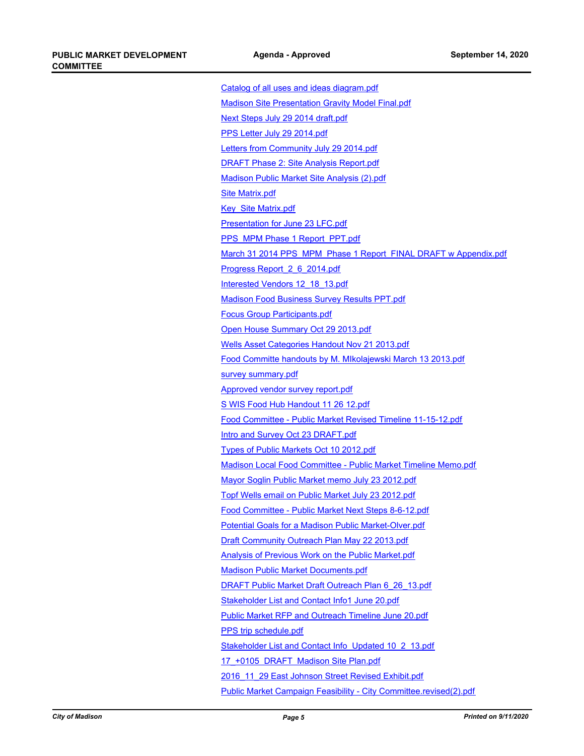Catalog of all uses and ideas diagram.pdf

Madison Site Presentation Gravity Model Final.pdf

Next Steps July 29 2014 draft.pdf

PPS Letter July 29 2014.pdf

Letters from Community July 29 2014.pdf

DRAFT Phase 2: Site Analysis Report.pdf

Madison Public Market Site Analysis (2).pdf

Site Matrix.pdf

Key_Site Matrix.pdf

Presentation for June 23 LFC.pdf

PPS_MPM Phase 1 Report_PPT.pdf

March 31 2014 PPS_MPM_Phase 1 Report_FINAL DRAFT w Appendix.pdf

Progress Report_2_6_2014.pdf

Interested Vendors 12_18_13.pdf

Madison Food Business Survey Results PPT.pdf

Focus Group Participants.pdf

Open House Summary Oct 29 2013.pdf

Wells Asset Categories Handout Nov 21 2013.pdf

Food Committe handouts by M. MIkolajewski March 13 2013.pdf

survey summary.pdf

Approved vendor survey report.pdf

S WIS Food Hub Handout 11 26 12.pdf

Food Committee - Public Market Revised Timeline 11-15-12.pdf

Intro and Survey Oct 23 DRAFT.pdf

Types of Public Markets Oct 10 2012.pdf

Madison Local Food Committee - Public Market Timeline Memo.pdf

Mayor Soglin Public Market memo July 23 2012.pdf

Topf Wells email on Public Market July 23 2012.pdf

Food Committee - Public Market Next Steps 8-6-12.pdf

Potential Goals for a Madison Public Market-Olver.pdf

Draft Community Outreach Plan May 22 2013.pdf

Analysis of Previous Work on the Public Market.pdf

Madison Public Market Documents.pdf

DRAFT Public Market Draft Outreach Plan 6_26_13.pdf

Stakeholder List and Contact Info1 June 20.pdf

Public Market RFP and Outreach Timeline June 20.pdf

PPS trip schedule.pdf

Stakeholder List and Contact Info_Updated 10_2_13.pdf

17_+0105_DRAFT_Madison Site Plan.pdf

2016_11_29 East Johnson Street Revised Exhibit.pdf

Public Market Campaign Feasibility - City Committee.revised(2).pdf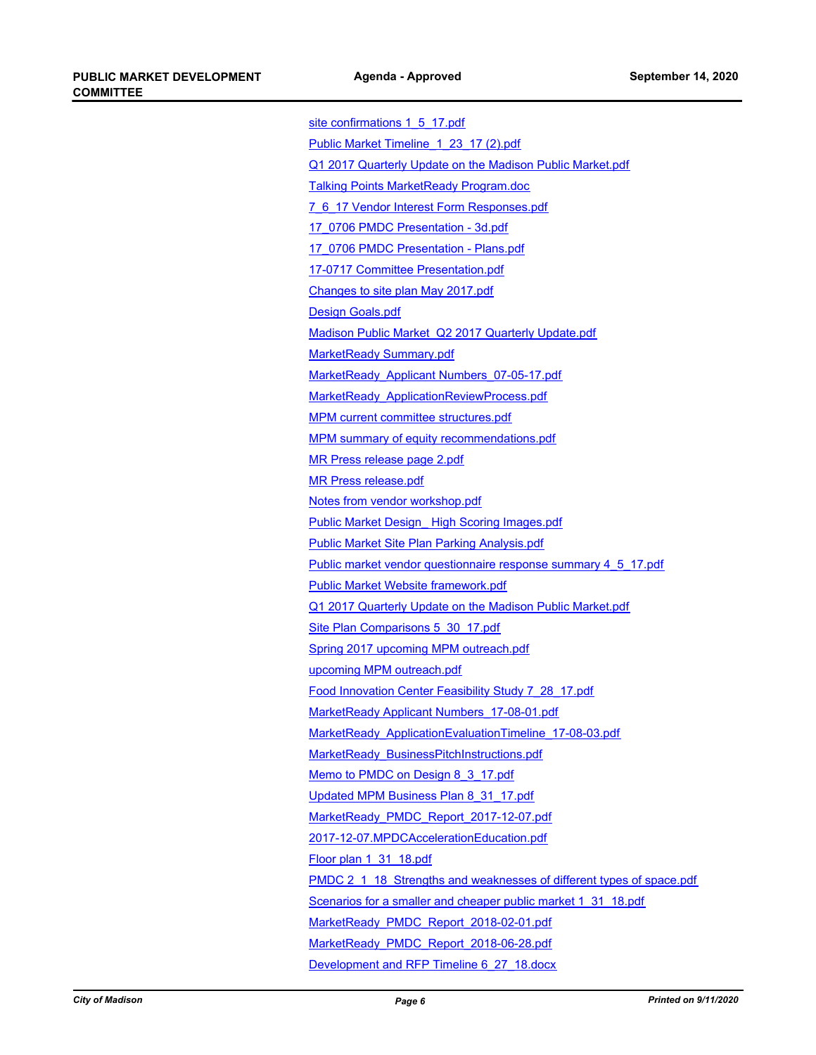site confirmations 1_5_17.pdf

Public Market Timeline_1_23_17 (2).pdf

Q1 2017 Quarterly Update on the Madison Public Market.pdf

Talking Points MarketReady Program.doc

7_6_17 Vendor Interest Form Responses.pdf

17_0706 PMDC Presentation - 3d.pdf

17_0706 PMDC Presentation - Plans.pdf

17-0717 Committee Presentation.pdf

Changes to site plan May 2017.pdf

Design Goals.pdf

Madison Public Market_Q2 2017 Quarterly Update.pdf

MarketReady Summary.pdf

MarketReady_Applicant Numbers_07-05-17.pdf

MarketReady_ApplicationReviewProcess.pdf

MPM current committee structures.pdf

MPM summary of equity recommendations.pdf

MR Press release page 2.pdf

MR Press release.pdf

Notes from vendor workshop.pdf

Public Market Design_ High Scoring Images.pdf

Public Market Site Plan Parking Analysis.pdf

Public market vendor questionnaire response summary 4_5_17.pdf

Public Market Website framework.pdf

Q1 2017 Quarterly Update on the Madison Public Market.pdf

Site Plan Comparisons 5_30_17.pdf

Spring 2017 upcoming MPM outreach.pdf

upcoming MPM outreach.pdf

Food Innovation Center Feasibility Study 7_28_17.pdf

MarketReady Applicant Numbers_17-08-01.pdf

MarketReady_ApplicationEvaluationTimeline_17-08-03.pdf

MarketReady_BusinessPitchInstructions.pdf

Memo to PMDC on Design 8_3_17.pdf

Updated MPM Business Plan 8_31_17.pdf

MarketReady_PMDC_Report_2017-12-07.pdf

2017-12-07.MPDCAccelerationEducation.pdf

Floor plan 1_31_18.pdf

PMDC 2_1_18_Strengths and weaknesses of different types of space.pdf

Scenarios for a smaller and cheaper public market 1_31_18.pdf

MarketReady_PMDC_Report_2018-02-01.pdf

MarketReady_PMDC_Report_2018-06-28.pdf

Development and RFP Timeline 6_27_18.docx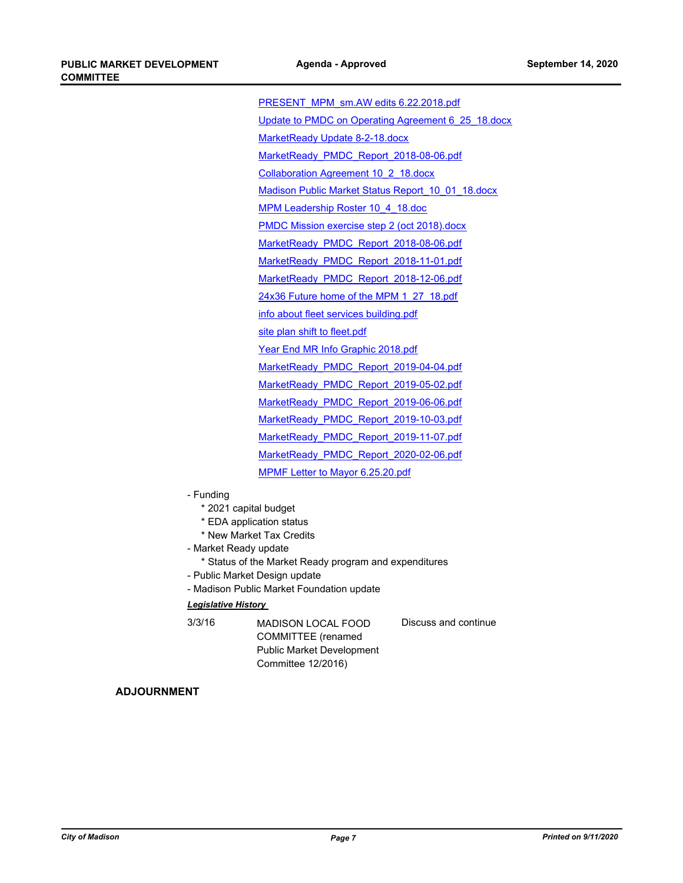[PRESENT_MPM_sm.AW edits 6.22.2018.pdf]

[Update to PMDC on Operating Agreement 6_25_18.docx]

[MarketReady Update 8-2-18.docx]

[MarketReady_PMDC_Report_2018-08-06.pdf]

[Collaboration Agreement 10_2_18.docx]

[Madison Public Market Status Report_10_01_18.docx]

[MPM Leadership Roster 10_4_18.doc]

[PMDC Mission exercise step 2 (oct 2018).docx]

[MarketReady_PMDC_Report_2018-08-06.pdf]

[MarketReady_PMDC_Report_2018-11-01.pdf]

[MarketReady_PMDC_Report_2018-12-06.pdf]

[24x36 Future home of the MPM 1_27_18.pdf]

[info about fleet services building.pdf]

[site plan shift to fleet.pdf]

[Year End MR Info Graphic 2018.pdf]

[MarketReady_PMDC_Report_2019-04-04.pdf]

[MarketReady_PMDC_Report_2019-05-02.pdf]

[MarketReady_PMDC_Report_2019-06-06.pdf]

[MarketReady_PMDC_Report_2019-10-03.pdf]

[MarketReady_PMDC_Report_2019-11-07.pdf]

[MarketReady_PMDC_Report_2020-02-06.pdf]

[MPMF Letter to Mayor 6.25.20.pdf]

- Funding
    * 2021 capital budget
    * EDA application status
    * New Market Tax Credits
- Market Ready update
    * Status of the Market Ready program and expenditures
- Public Market Design update
- Madison Public Market Foundation update

***Legislative History***

| | | |
|---|---|---|
| 3/3/16 | MADISON LOCAL FOOD COMMITTEE (renamed Public Market Development Committee 12/2016) | Discuss and continue |

## ADJOURNMENT